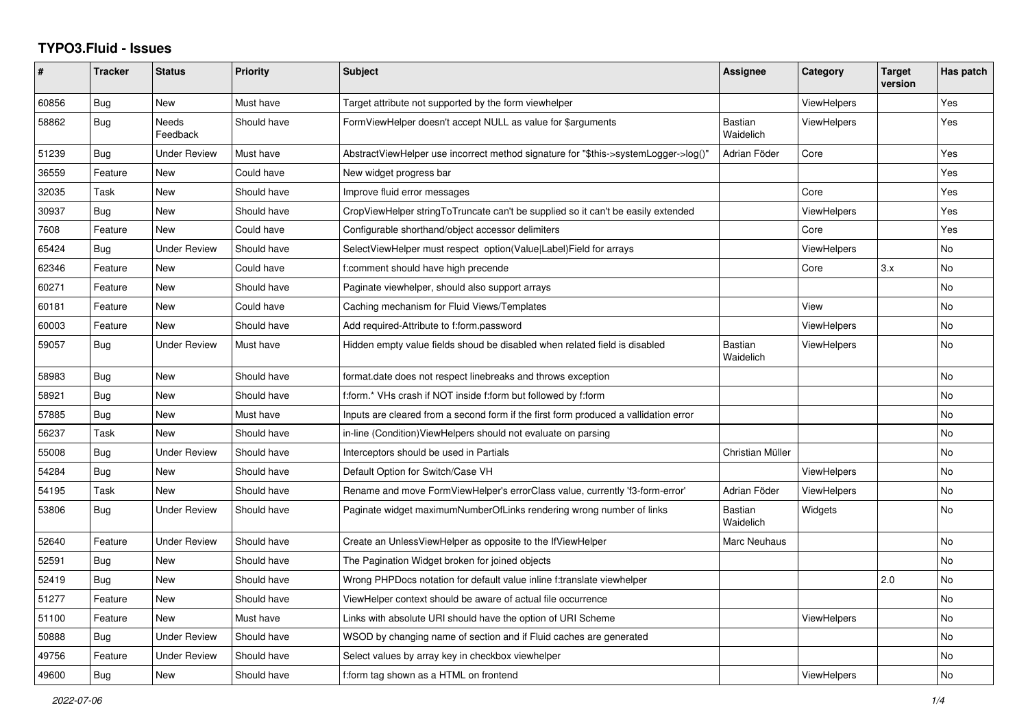# TYPO3.Fluid - Issues

| # | Tracker | Status | Priority | Subject | Assignee | Category | Target version | Has patch |
|---|---|---|---|---|---|---|---|---|
| 60856 | Bug | New | Must have | Target attribute not supported by the form viewhelper | | ViewHelpers | | Yes |
| 58862 | Bug | Needs Feedback | Should have | FormViewHelper doesn't accept NULL as value for $arguments | Bastian Waidelich | ViewHelpers | | Yes |
| 51239 | Bug | Under Review | Must have | AbstractViewHelper use incorrect method signature for "$this->systemLogger->log()" | Adrian Föder | Core | | Yes |
| 36559 | Feature | New | Could have | New widget progress bar | | | | Yes |
| 32035 | Task | New | Should have | Improve fluid error messages | | Core | | Yes |
| 30937 | Bug | New | Should have | CropViewHelper stringToTruncate can't be supplied so it can't be easily extended | | ViewHelpers | | Yes |
| 7608 | Feature | New | Could have | Configurable shorthand/object accessor delimiters | | Core | | Yes |
| 65424 | Bug | Under Review | Should have | SelectViewHelper must respect option(Value\|Label)Field for arrays | | ViewHelpers | | No |
| 62346 | Feature | New | Could have | f:comment should have high precende | | Core | 3.x | No |
| 60271 | Feature | New | Should have | Paginate viewhelper, should also support arrays | | | | No |
| 60181 | Feature | New | Could have | Caching mechanism for Fluid Views/Templates | | View | | No |
| 60003 | Feature | New | Should have | Add required-Attribute to f:form.password | | ViewHelpers | | No |
| 59057 | Bug | Under Review | Must have | Hidden empty value fields shoud be disabled when related field is disabled | Bastian Waidelich | ViewHelpers | | No |
| 58983 | Bug | New | Should have | format.date does not respect linebreaks and throws exception | | | | No |
| 58921 | Bug | New | Should have | f:form.* VHs crash if NOT inside f:form but followed by f:form | | | | No |
| 57885 | Bug | New | Must have | Inputs are cleared from a second form if the first form produced a vallidation error | | | | No |
| 56237 | Task | New | Should have | in-line (Condition)ViewHelpers should not evaluate on parsing | | | | No |
| 55008 | Bug | Under Review | Should have | Interceptors should be used in Partials | Christian Müller | | | No |
| 54284 | Bug | New | Should have | Default Option for Switch/Case VH | | ViewHelpers | | No |
| 54195 | Task | New | Should have | Rename and move FormViewHelper's errorClass value, currently 'f3-form-error' | Adrian Föder | ViewHelpers | | No |
| 53806 | Bug | Under Review | Should have | Paginate widget maximumNumberOfLinks rendering wrong number of links | Bastian Waidelich | Widgets | | No |
| 52640 | Feature | Under Review | Should have | Create an UnlessViewHelper as opposite to the IfViewHelper | Marc Neuhaus | | | No |
| 52591 | Bug | New | Should have | The Pagination Widget broken for joined objects | | | | No |
| 52419 | Bug | New | Should have | Wrong PHPDocs notation for default value inline f:translate viewhelper | | | 2.0 | No |
| 51277 | Feature | New | Should have | ViewHelper context should be aware of actual file occurrence | | | | No |
| 51100 | Feature | New | Must have | Links with absolute URI should have the option of URI Scheme | | ViewHelpers | | No |
| 50888 | Bug | Under Review | Should have | WSOD by changing name of section and if Fluid caches are generated | | | | No |
| 49756 | Feature | Under Review | Should have | Select values by array key in checkbox viewhelper | | | | No |
| 49600 | Bug | New | Should have | f:form tag shown as a HTML on frontend | | ViewHelpers | | No |

*2022-07-06*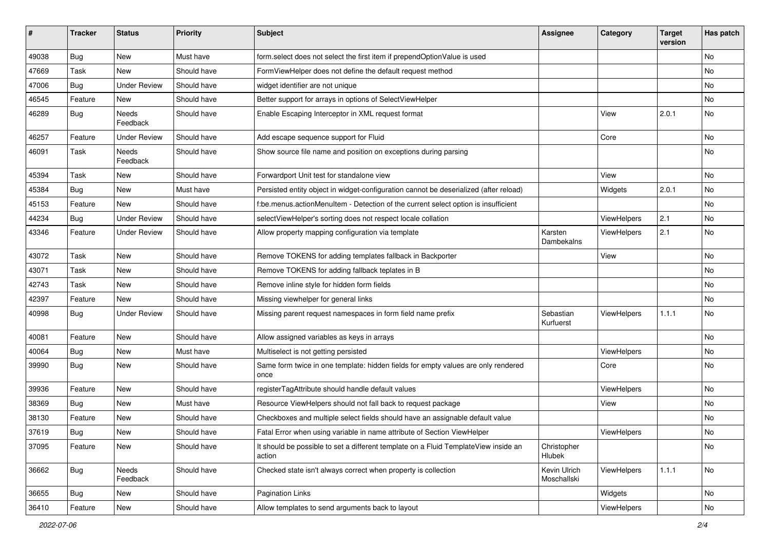| # | Tracker | Status | Priority | Subject | Assignee | Category | Target version | Has patch |
|---|---|---|---|---|---|---|---|---|
| 49038 | Bug | New | Must have | form.select does not select the first item if prependOptionValue is used | | | | No |
| 47669 | Task | New | Should have | FormViewHelper does not define the default request method | | | | No |
| 47006 | Bug | Under Review | Should have | widget identifier are not unique | | | | No |
| 46545 | Feature | New | Should have | Better support for arrays in options of SelectViewHelper | | | | No |
| 46289 | Bug | Needs Feedback | Should have | Enable Escaping Interceptor in XML request format | | View | 2.0.1 | No |
| 46257 | Feature | Under Review | Should have | Add escape sequence support for Fluid | | Core | | No |
| 46091 | Task | Needs Feedback | Should have | Show source file name and position on exceptions during parsing | | | | No |
| 45394 | Task | New | Should have | Forwardport Unit test for standalone view | | View | | No |
| 45384 | Bug | New | Must have | Persisted entity object in widget-configuration cannot be deserialized (after reload) | | Widgets | 2.0.1 | No |
| 45153 | Feature | New | Should have | f:be.menus.actionMenuItem - Detection of the current select option is insufficient | | | | No |
| 44234 | Bug | Under Review | Should have | selectViewHelper's sorting does not respect locale collation | | ViewHelpers | 2.1 | No |
| 43346 | Feature | Under Review | Should have | Allow property mapping configuration via template | Karsten Dambekalns | ViewHelpers | 2.1 | No |
| 43072 | Task | New | Should have | Remove TOKENS for adding templates fallback in Backporter | | View | | No |
| 43071 | Task | New | Should have | Remove TOKENS for adding fallback teplates in B | | | | No |
| 42743 | Task | New | Should have | Remove inline style for hidden form fields | | | | No |
| 42397 | Feature | New | Should have | Missing viewhelper for general links | | | | No |
| 40998 | Bug | Under Review | Should have | Missing parent request namespaces in form field name prefix | Sebastian Kurfuerst | ViewHelpers | 1.1.1 | No |
| 40081 | Feature | New | Should have | Allow assigned variables as keys in arrays | | | | No |
| 40064 | Bug | New | Must have | Multiselect is not getting persisted | | ViewHelpers | | No |
| 39990 | Bug | New | Should have | Same form twice in one template: hidden fields for empty values are only rendered once | | Core | | No |
| 39936 | Feature | New | Should have | registerTagAttribute should handle default values | | ViewHelpers | | No |
| 38369 | Bug | New | Must have | Resource ViewHelpers should not fall back to request package | | View | | No |
| 38130 | Feature | New | Should have | Checkboxes and multiple select fields should have an assignable default value | | | | No |
| 37619 | Bug | New | Should have | Fatal Error when using variable in name attribute of Section ViewHelper | | ViewHelpers | | No |
| 37095 | Feature | New | Should have | It should be possible to set a different template on a Fluid TemplateView inside an action | Christopher Hlubek | | | No |
| 36662 | Bug | Needs Feedback | Should have | Checked state isn't always correct when property is collection | Kevin Ulrich Moschallski | ViewHelpers | 1.1.1 | No |
| 36655 | Bug | New | Should have | Pagination Links | | Widgets | | No |
| 36410 | Feature | New | Should have | Allow templates to send arguments back to layout | | ViewHelpers | | No |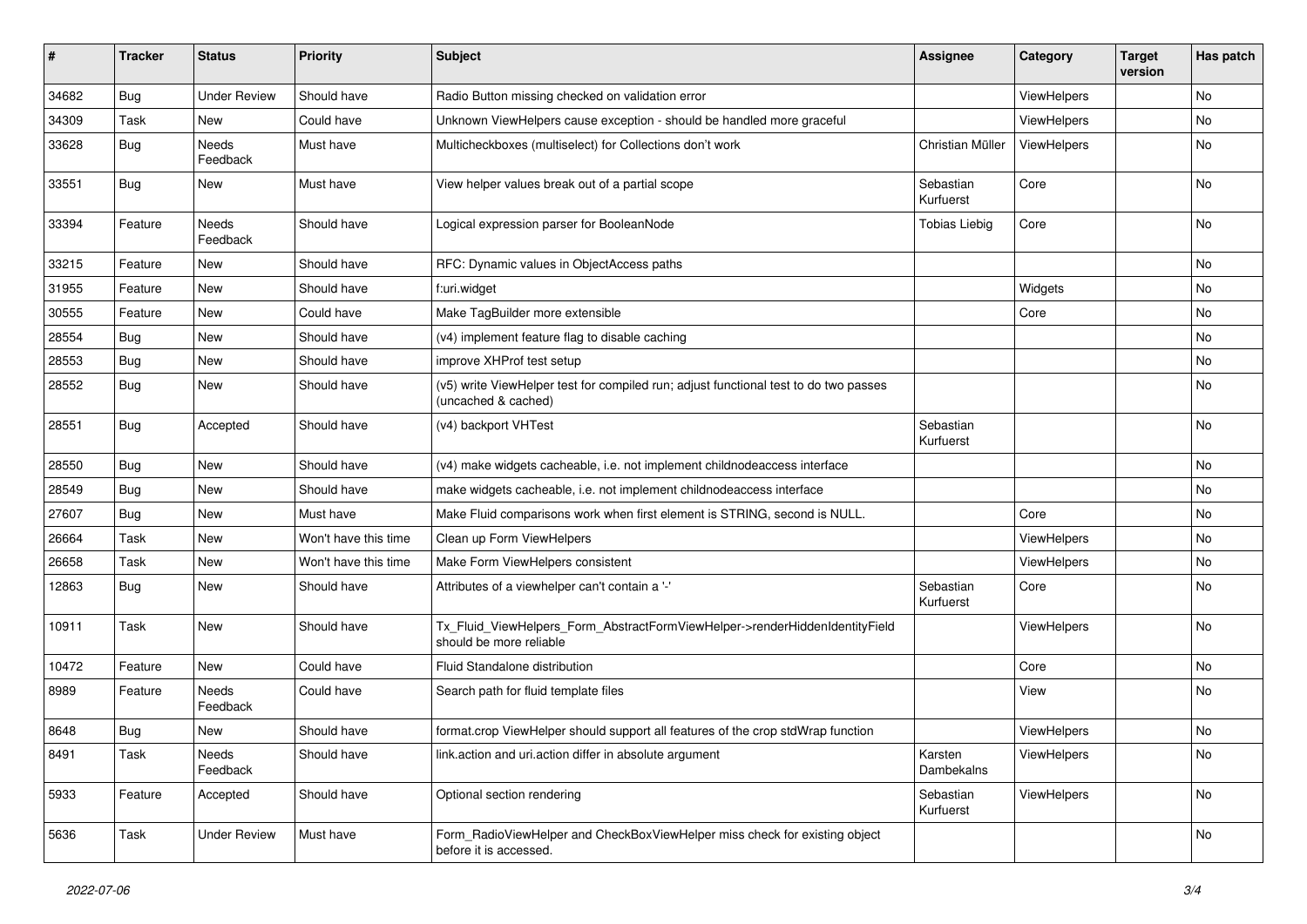| # | Tracker | Status | Priority | Subject | Assignee | Category | Target version | Has patch |
|---|---|---|---|---|---|---|---|---|
| 34682 | Bug | Under Review | Should have | Radio Button missing checked on validation error | | ViewHelpers | | No |
| 34309 | Task | New | Could have | Unknown ViewHelpers cause exception - should be handled more graceful | | ViewHelpers | | No |
| 33628 | Bug | Needs Feedback | Must have | Multicheckboxes (multiselect) for Collections don't work | Christian Müller | ViewHelpers | | No |
| 33551 | Bug | New | Must have | View helper values break out of a partial scope | Sebastian Kurfuerst | Core | | No |
| 33394 | Feature | Needs Feedback | Should have | Logical expression parser for BooleanNode | Tobias Liebig | Core | | No |
| 33215 | Feature | New | Should have | RFC: Dynamic values in ObjectAccess paths | | | | No |
| 31955 | Feature | New | Should have | f:uri.widget | | Widgets | | No |
| 30555 | Feature | New | Could have | Make TagBuilder more extensible | | Core | | No |
| 28554 | Bug | New | Should have | (v4) implement feature flag to disable caching | | | | No |
| 28553 | Bug | New | Should have | improve XHProf test setup | | | | No |
| 28552 | Bug | New | Should have | (v5) write ViewHelper test for compiled run; adjust functional test to do two passes (uncached & cached) | | | | No |
| 28551 | Bug | Accepted | Should have | (v4) backport VHTest | Sebastian Kurfuerst | | | No |
| 28550 | Bug | New | Should have | (v4) make widgets cacheable, i.e. not implement childnodeaccess interface | | | | No |
| 28549 | Bug | New | Should have | make widgets cacheable, i.e. not implement childnodeaccess interface | | | | No |
| 27607 | Bug | New | Must have | Make Fluid comparisons work when first element is STRING, second is NULL. | | Core | | No |
| 26664 | Task | New | Won't have this time | Clean up Form ViewHelpers | | ViewHelpers | | No |
| 26658 | Task | New | Won't have this time | Make Form ViewHelpers consistent | | ViewHelpers | | No |
| 12863 | Bug | New | Should have | Attributes of a viewhelper can't contain a '-' | Sebastian Kurfuerst | Core | | No |
| 10911 | Task | New | Should have | Tx_Fluid_ViewHelpers_Form_AbstractFormViewHelper->renderHiddenIdentityField should be more reliable | | ViewHelpers | | No |
| 10472 | Feature | New | Could have | Fluid Standalone distribution | | Core | | No |
| 8989 | Feature | Needs Feedback | Could have | Search path for fluid template files | | View | | No |
| 8648 | Bug | New | Should have | format.crop ViewHelper should support all features of the crop stdWrap function | | ViewHelpers | | No |
| 8491 | Task | Needs Feedback | Should have | link.action and uri.action differ in absolute argument | Karsten Dambekalns | ViewHelpers | | No |
| 5933 | Feature | Accepted | Should have | Optional section rendering | Sebastian Kurfuerst | ViewHelpers | | No |
| 5636 | Task | Under Review | Must have | Form_RadioViewHelper and CheckBoxViewHelper miss check for existing object before it is accessed. | | | | No |

*2022-07-06*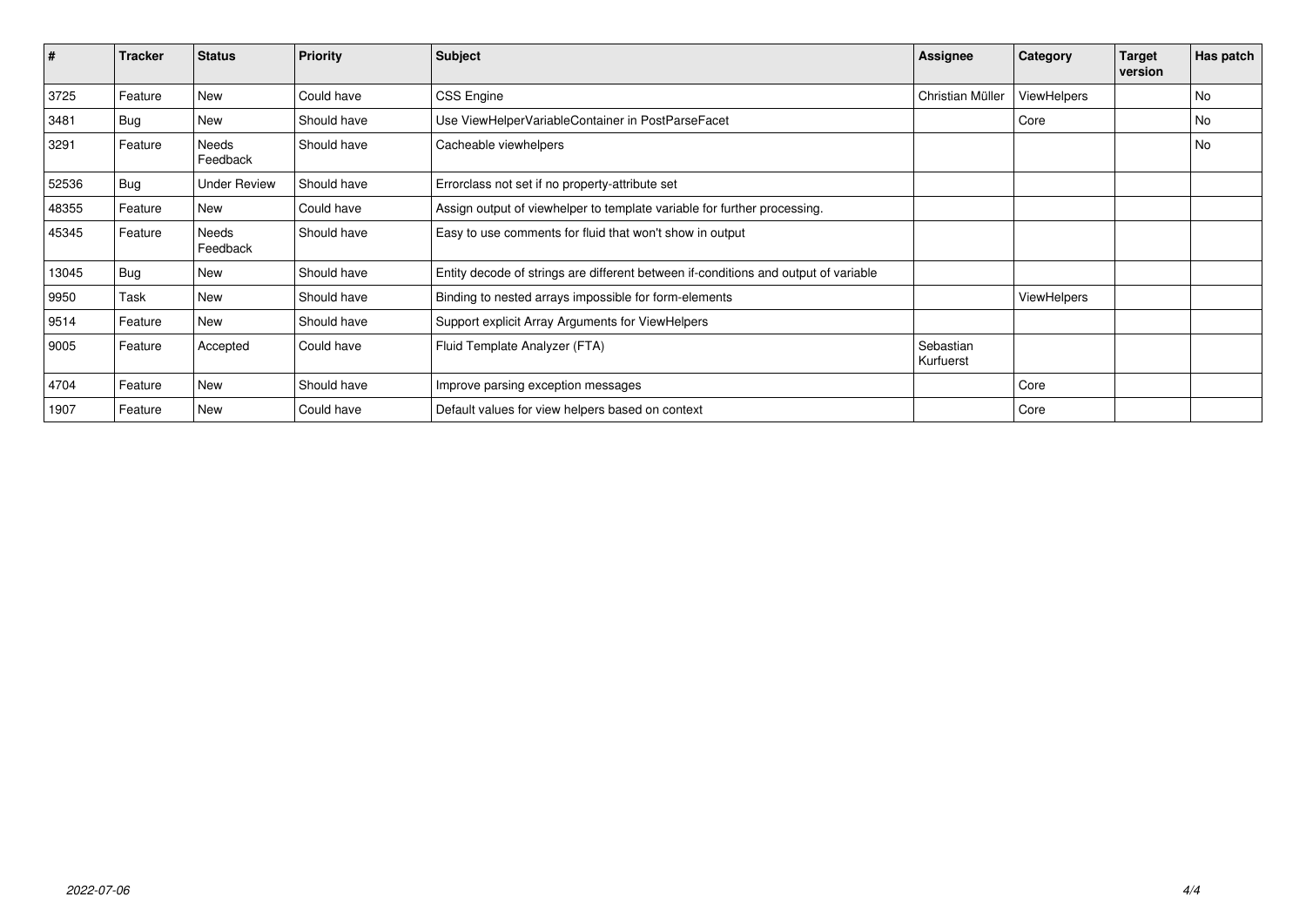| # | Tracker | Status | Priority | Subject | Assignee | Category | Target version | Has patch |
|---|---|---|---|---|---|---|---|---|
| 3725 | Feature | New | Could have | CSS Engine | Christian Müller | ViewHelpers | | No |
| 3481 | Bug | New | Should have | Use ViewHelperVariableContainer in PostParseFacet | | Core | | No |
| 3291 | Feature | Needs Feedback | Should have | Cacheable viewhelpers | | | | No |
| 52536 | Bug | Under Review | Should have | Errorclass not set if no property-attribute set | | | | |
| 48355 | Feature | New | Could have | Assign output of viewhelper to template variable for further processing. | | | | |
| 45345 | Feature | Needs Feedback | Should have | Easy to use comments for fluid that won't show in output | | | | |
| 13045 | Bug | New | Should have | Entity decode of strings are different between if-conditions and output of variable | | | | |
| 9950 | Task | New | Should have | Binding to nested arrays impossible for form-elements | | ViewHelpers | | |
| 9514 | Feature | New | Should have | Support explicit Array Arguments for ViewHelpers | | | | |
| 9005 | Feature | Accepted | Could have | Fluid Template Analyzer (FTA) | Sebastian Kurfuerst | | | |
| 4704 | Feature | New | Should have | Improve parsing exception messages | | Core | | |
| 1907 | Feature | New | Could have | Default values for view helpers based on context | | Core | | |

*2022-07-06*